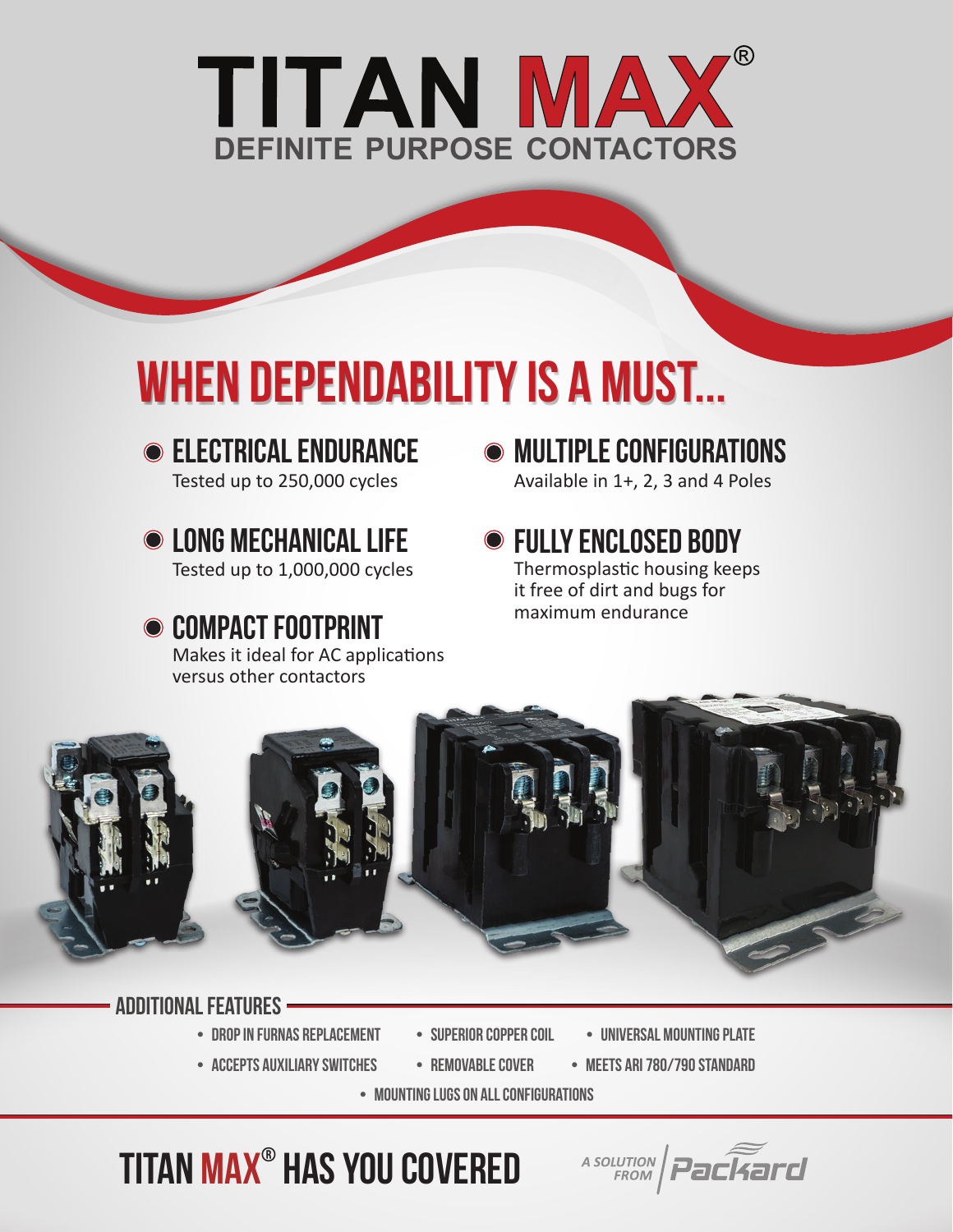# TITAN MAX®

## DEFINITE PURPOSE CONTACTORS

## WHEN DEPENDABILITY IS A MUST...

### ELECTRICAL ENDURANCE
Tested up to 250,000 cycles

### LONG MECHANICAL LIFE
Tested up to 1,000,000 cycles

### COMPACT FOOTPRINT
Makes it ideal for AC applications versus other contactors

### MULTIPLE CONFIGURATIONS
Available in 1+, 2, 3 and 4 Poles

### FULLY ENCLOSED BODY
Thermosplastic housing keeps it free of dirt and bugs for maximum endurance

### ADDITIONAL FEATURES

- DROP IN FURNAS REPLACEMENT
- SUPERIOR COPPER COIL
- UNIVERSAL MOUNTING PLATE
- ACCEPTS AUXILIARY SWITCHES
- REMOVABLE COVER
- MEETS ARI 780/790 STANDARD
- MOUNTING LUGS ON ALL CONFIGURATIONS

## TITAN MAX® HAS YOU COVERED

*A SOLUTION FROM* Packard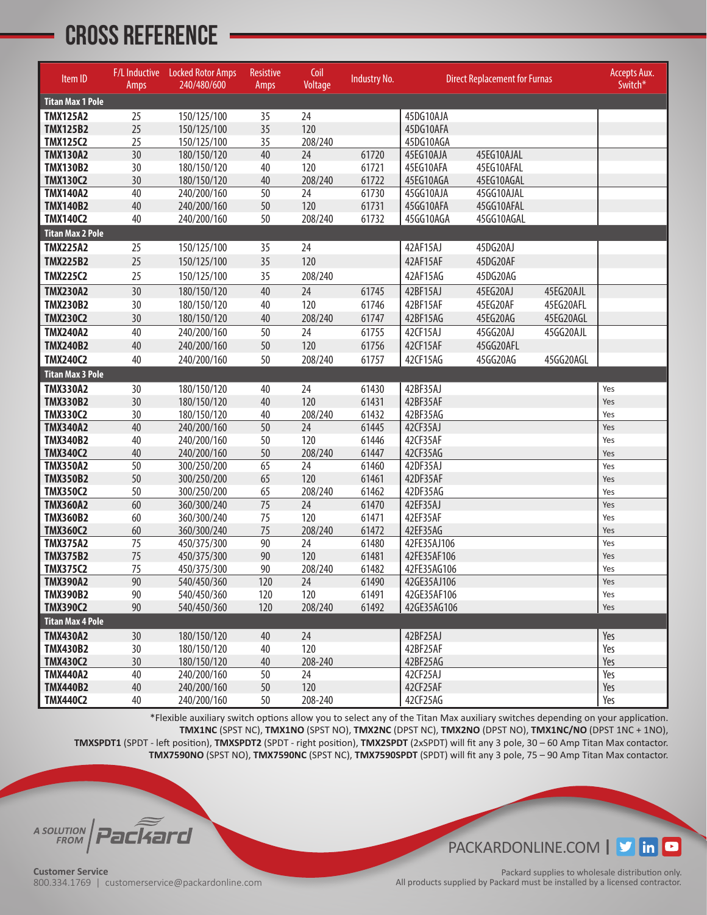# CROSS REFERENCE

| Item ID | F/L Inductive Amps | Locked Rotor Amps 240/480/600 | Resistive Amps | Coil Voltage | Industry No. | Direct Replacement for Furnas | | | Accepts Aux. Switch* |
|---|---|---|---|---|---|---|---|---|---|
| **Titan Max 1 Pole** | | | | | | | | | |
| **TMX125A2** | 25 | 150/125/100 | 35 | 24 | | 45DG10AJA | | | |
| **TMX125B2** | 25 | 150/125/100 | 35 | 120 | | 45DG10AFA | | | |
| **TMX125C2** | 25 | 150/125/100 | 35 | 208/240 | | 45DG10AGA | | | |
| **TMX130A2** | 30 | 180/150/120 | 40 | 24 | 61720 | 45EG10AJA | 45EG10AJAL | | |
| **TMX130B2** | 30 | 180/150/120 | 40 | 120 | 61721 | 45EG10AFA | 45EG10AFAL | | |
| **TMX130C2** | 30 | 180/150/120 | 40 | 208/240 | 61722 | 45EG10AGA | 45EG10AGAL | | |
| **TMX140A2** | 40 | 240/200/160 | 50 | 24 | 61730 | 45GG10AJA | 45GG10AJAL | | |
| **TMX140B2** | 40 | 240/200/160 | 50 | 120 | 61731 | 45GG10AFA | 45GG10AFAL | | |
| **TMX140C2** | 40 | 240/200/160 | 50 | 208/240 | 61732 | 45GG10AGA | 45GG10AGAL | | |
| **Titan Max 2 Pole** | | | | | | | | | |
| **TMX225A2** | 25 | 150/125/100 | 35 | 24 | | 42AF15AJ | 45DG20AJ | | |
| **TMX225B2** | 25 | 150/125/100 | 35 | 120 | | 42AF15AF | 45DG20AF | | |
| **TMX225C2** | 25 | 150/125/100 | 35 | 208/240 | | 42AF15AG | 45DG20AG | | |
| **TMX230A2** | 30 | 180/150/120 | 40 | 24 | 61745 | 42BF15AJ | 45EG20AJ | 45EG20AJL | |
| **TMX230B2** | 30 | 180/150/120 | 40 | 120 | 61746 | 42BF15AF | 45EG20AF | 45EG20AFL | |
| **TMX230C2** | 30 | 180/150/120 | 40 | 208/240 | 61747 | 42BF15AG | 45EG20AG | 45EG20AGL | |
| **TMX240A2** | 40 | 240/200/160 | 50 | 24 | 61755 | 42CF15AJ | 45GG20AJ | 45GG20AJL | |
| **TMX240B2** | 40 | 240/200/160 | 50 | 120 | 61756 | 42CF15AF | 45GG20AFL | | |
| **TMX240C2** | 40 | 240/200/160 | 50 | 208/240 | 61757 | 42CF15AG | 45GG20AG | 45GG20AGL | |
| **Titan Max 3 Pole** | | | | | | | | | |
| **TMX330A2** | 30 | 180/150/120 | 40 | 24 | 61430 | 42BF35AJ | | | Yes |
| **TMX330B2** | 30 | 180/150/120 | 40 | 120 | 61431 | 42BF35AF | | | Yes |
| **TMX330C2** | 30 | 180/150/120 | 40 | 208/240 | 61432 | 42BF35AG | | | Yes |
| **TMX340A2** | 40 | 240/200/160 | 50 | 24 | 61445 | 42CF35AJ | | | Yes |
| **TMX340B2** | 40 | 240/200/160 | 50 | 120 | 61446 | 42CF35AF | | | Yes |
| **TMX340C2** | 40 | 240/200/160 | 50 | 208/240 | 61447 | 42CF35AG | | | Yes |
| **TMX350A2** | 50 | 300/250/200 | 65 | 24 | 61460 | 42DF35AJ | | | Yes |
| **TMX350B2** | 50 | 300/250/200 | 65 | 120 | 61461 | 42DF35AF | | | Yes |
| **TMX350C2** | 50 | 300/250/200 | 65 | 208/240 | 61462 | 42DF35AG | | | Yes |
| **TMX360A2** | 60 | 360/300/240 | 75 | 24 | 61470 | 42EF35AJ | | | Yes |
| **TMX360B2** | 60 | 360/300/240 | 75 | 120 | 61471 | 42EF35AF | | | Yes |
| **TMX360C2** | 60 | 360/300/240 | 75 | 208/240 | 61472 | 42EF35AG | | | Yes |
| **TMX375A2** | 75 | 450/375/300 | 90 | 24 | 61480 | 42FE35AJ106 | | | Yes |
| **TMX375B2** | 75 | 450/375/300 | 90 | 120 | 61481 | 42FE35AF106 | | | Yes |
| **TMX375C2** | 75 | 450/375/300 | 90 | 208/240 | 61482 | 42FE35AG106 | | | Yes |
| **TMX390A2** | 90 | 540/450/360 | 120 | 24 | 61490 | 42GE35AJ106 | | | Yes |
| **TMX390B2** | 90 | 540/450/360 | 120 | 120 | 61491 | 42GE35AF106 | | | Yes |
| **TMX390C2** | 90 | 540/450/360 | 120 | 208/240 | 61492 | 42GE35AG106 | | | Yes |
| **Titan Max 4 Pole** | | | | | | | | | |
| **TMX430A2** | 30 | 180/150/120 | 40 | 24 | | 42BF25AJ | | | Yes |
| **TMX430B2** | 30 | 180/150/120 | 40 | 120 | | 42BF25AF | | | Yes |
| **TMX430C2** | 30 | 180/150/120 | 40 | 208-240 | | 42BF25AG | | | Yes |
| **TMX440A2** | 40 | 240/200/160 | 50 | 24 | | 42CF25AJ | | | Yes |
| **TMX440B2** | 40 | 240/200/160 | 50 | 120 | | 42CF25AF | | | Yes |
| **TMX440C2** | 40 | 240/200/160 | 50 | 208-240 | | 42CF25AG | | | Yes |

*Flexible auxiliary switch options allow you to select any of the Titan Max auxiliary switches depending on your application.
**TMX1NC** (SPST NC), **TMX1NO** (SPST NO), **TMX2NC** (DPST NC), **TMX2NO** (DPST NO), **TMX1NC/NO** (DPST 1NC + 1NO),
**TMXSPDT1** (SPDT - left position), **TMXSPDT2** (SPDT - right position), **TMX2SPDT** (2xSPDT) will fit any 3 pole, 30 – 60 Amp Titan Max contactor.
**TMX7590NO** (SPST NO), **TMX7590NC** (SPST NC), **TMX7590SPDT** (SPDT) will fit any 3 pole, 75 – 90 Amp Titan Max contactor.

A SOLUTION FROM Packard

PACKARDONLINE.COM

**Customer Service**
800.334.1769 | customerservice@packardonline.com

Packard supplies to wholesale distribution only.
All products supplied by Packard must be installed by a licensed contractor.